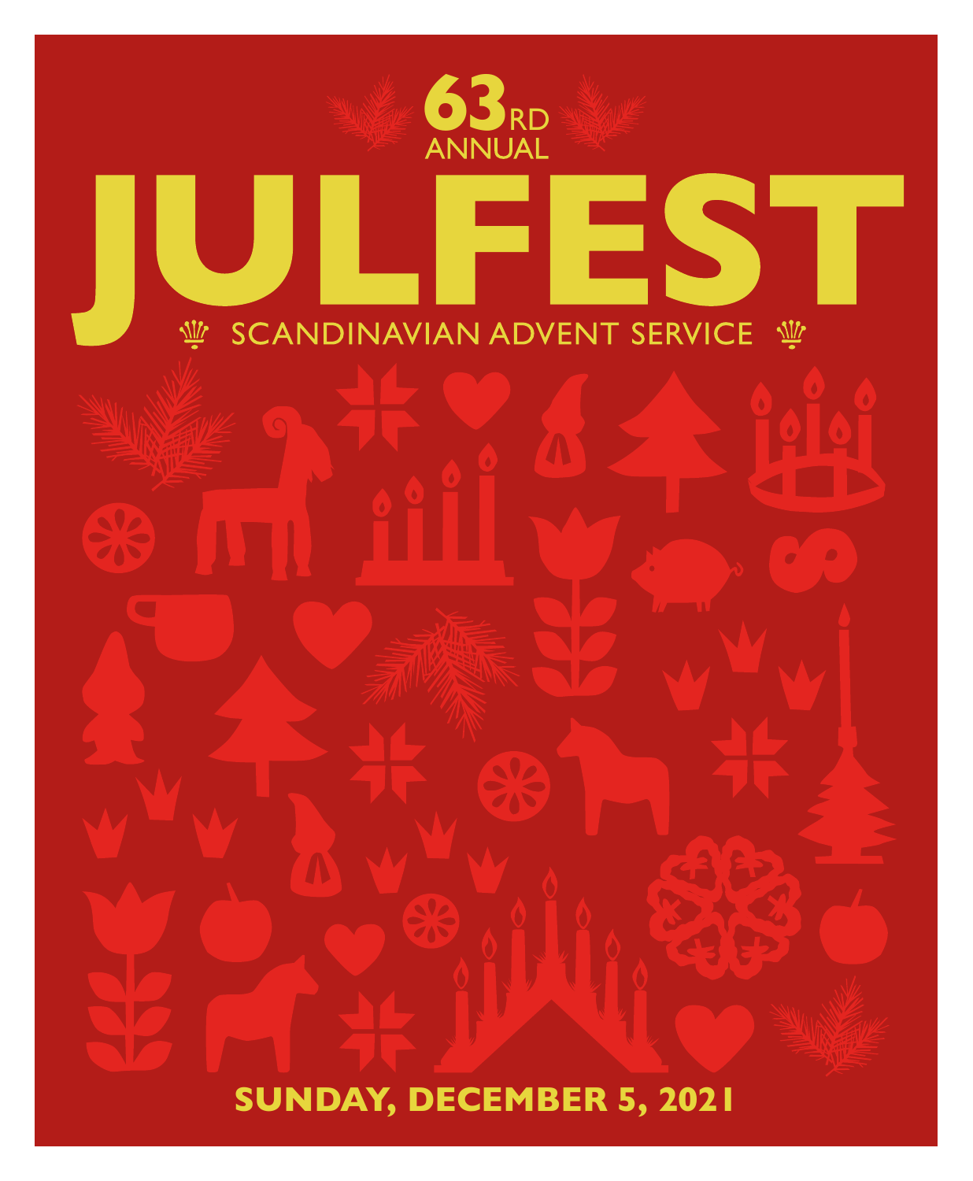63RD ANNUAL

# JULFEST

SCANDINAVIAN ADVENT SERVICE

**SUNDAY, DECEMBER 5, 2021**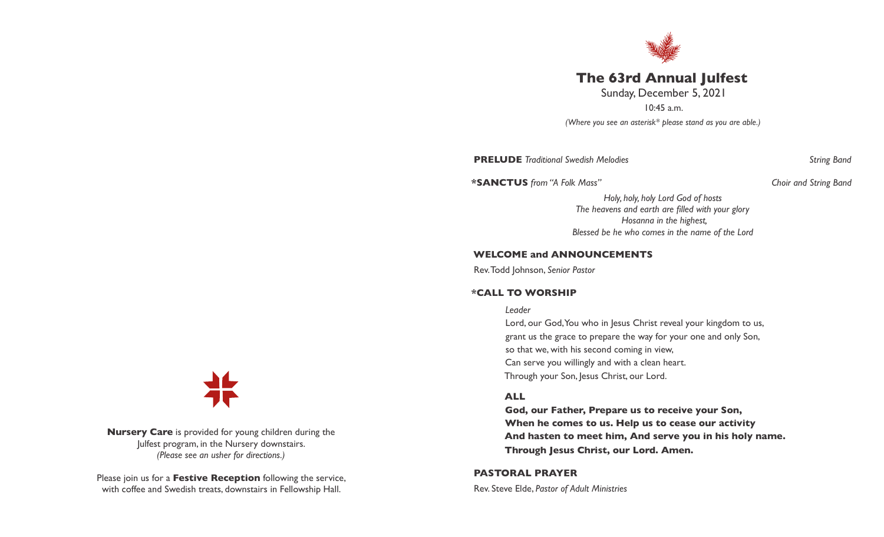**Nursery Care** is provided for young children during the Julfest program, in the Nursery downstairs.
*(Please see an usher for directions.)*

Please join us for a **Festive Reception** following the service, with coffee and Swedish treats, downstairs in Fellowship Hall.

# The 63rd Annual Julfest

Sunday, December 5, 2021

10:45 a.m.

*(Where you see an asterisk* please stand as you are able.)*

**PRELUDE** *Traditional Swedish Melodies* — *String Band*

***SANCTUS** *from "A Folk Mass"* — *Choir and String Band*

*Holy, holy, holy Lord God of hosts*
*The heavens and earth are filled with your glory*
*Hosanna in the highest,*
*Blessed be he who comes in the name of the Lord*

**WELCOME and ANNOUNCEMENTS**

Rev. Todd Johnson, *Senior Pastor*

***CALL TO WORSHIP**

*Leader*

Lord, our God, You who in Jesus Christ reveal your kingdom to us,
grant us the grace to prepare the way for your one and only Son,
so that we, with his second coming in view,
Can serve you willingly and with a clean heart.
Through your Son, Jesus Christ, our Lord.

**ALL**

**God, our Father, Prepare us to receive your Son,**
**When he comes to us. Help us to cease our activity**
**And hasten to meet him, And serve you in his holy name.**
**Through Jesus Christ, our Lord. Amen.**

**PASTORAL PRAYER**

Rev. Steve Elde, *Pastor of Adult Ministries*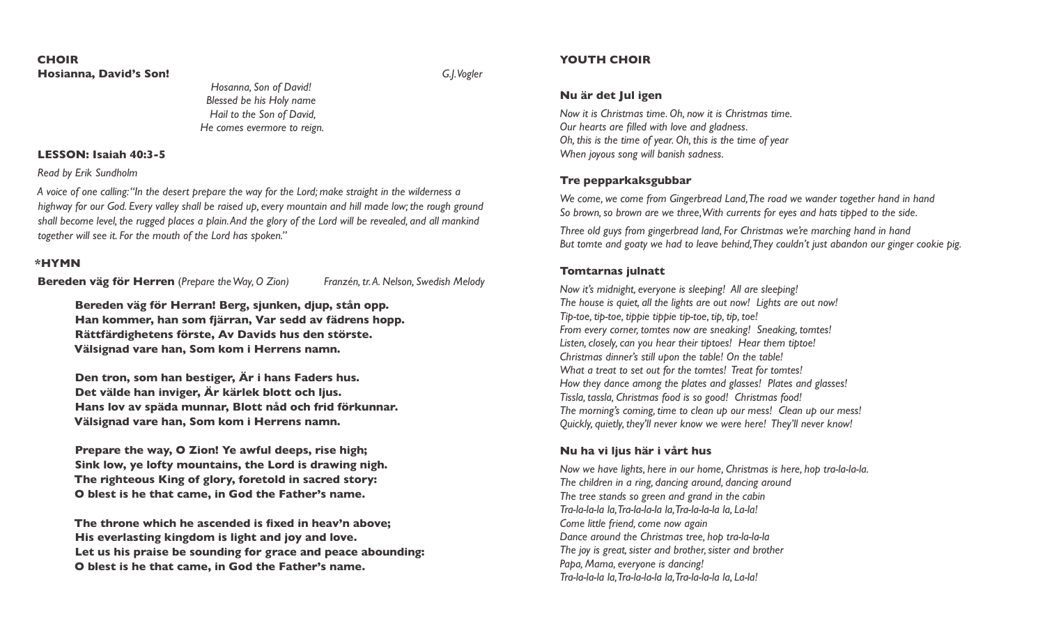## CHOIR

**Hosianna, David's Son!** *G.J. Vogler*

*Hosanna, Son of David!*
*Blessed be his Holy name*
*Hail to the Son of David,*
*He comes evermore to reign.*

## LESSON: Isaiah 40:3-5

*Read by Erik Sundholm*

*A voice of one calling: "In the desert prepare the way for the Lord; make straight in the wilderness a highway for our God. Every valley shall be raised up, every mountain and hill made low; the rough ground shall become level, the rugged places a plain. And the glory of the Lord will be revealed, and all mankind together will see it. For the mouth of the Lord has spoken."*

## *HYMN

**Bereden väg för Herren** (*Prepare the Way, O Zion*) *Franzén, tr. A. Nelson, Swedish Melody*

**Bereden väg för Herran! Berg, sjunken, djup, stån opp.**
**Han kommer, han som fjärran, Var sedd av fädrens hopp.**
**Rättfärdighetens förste, Av Davids hus den störste.**
**Välsignad vare han, Som kom i Herrens namn.**

**Den tron, som han bestiger, Är i hans Faders hus.**
**Det välde han inviger, Är kärlek blott och ljus.**
**Hans lov av späda munnar, Blott nåd och frid förkunnar.**
**Välsignad vare han, Som kom i Herrens namn.**

**Prepare the way, O Zion! Ye awful deeps, rise high;**
**Sink low, ye lofty mountains, the Lord is drawing nigh.**
**The righteous King of glory, foretold in sacred story:**
**O blest is he that came, in God the Father's name.**

**The throne which he ascended is fixed in heav'n above;**
**His everlasting kingdom is light and joy and love.**
**Let us his praise be sounding for grace and peace abounding:**
**O blest is he that came, in God the Father's name.**

## YOUTH CHOIR

### Nu är det Jul igen

*Now it is Christmas time. Oh, now it is Christmas time.*
*Our hearts are filled with love and gladness.*
*Oh, this is the time of year. Oh, this is the time of year*
*When joyous song will banish sadness.*

### Tre pepparkaksgubbar

*We come, we come from Gingerbread Land, The road we wander together hand in hand*
*So brown, so brown are we three, With currents for eyes and hats tipped to the side.*

*Three old guys from gingerbread land, For Christmas we're marching hand in hand*
*But tomte and goaty we had to leave behind, They couldn't just abandon our ginger cookie pig.*

### Tomtarnas julnatt

*Now it's midnight, everyone is sleeping! All are sleeping!*
*The house is quiet, all the lights are out now! Lights are out now!*
*Tip-toe, tip-toe, tippie tippie tip-toe, tip, tip, toe!*
*From every corner, tomtes now are sneaking! Sneaking, tomtes!*
*Listen, closely, can you hear their tiptoes! Hear them tiptoe!*
*Christmas dinner's still upon the table! On the table!*
*What a treat to set out for the tomtes! Treat for tomtes!*
*How they dance among the plates and glasses! Plates and glasses!*
*Tissla, tassla, Christmas food is so good! Christmas food!*
*The morning's coming, time to clean up our mess! Clean up our mess!*
*Quickly, quietly, they'll never know we were here! They'll never know!*

### Nu ha vi ljus här i vårt hus

*Now we have lights, here in our home, Christmas is here, hop tra-la-la-la.*
*The children in a ring, dancing around, dancing around*
*The tree stands so green and grand in the cabin*
*Tra-la-la-la la, Tra-la-la-la la, Tra-la-la-la la, La-la!*
*Come little friend, come now again*
*Dance around the Christmas tree, hop tra-la-la-la*
*The joy is great, sister and brother, sister and brother*
*Papa, Mama, everyone is dancing!*
*Tra-la-la-la la, Tra-la-la-la la, Tra-la-la-la la, La-la!*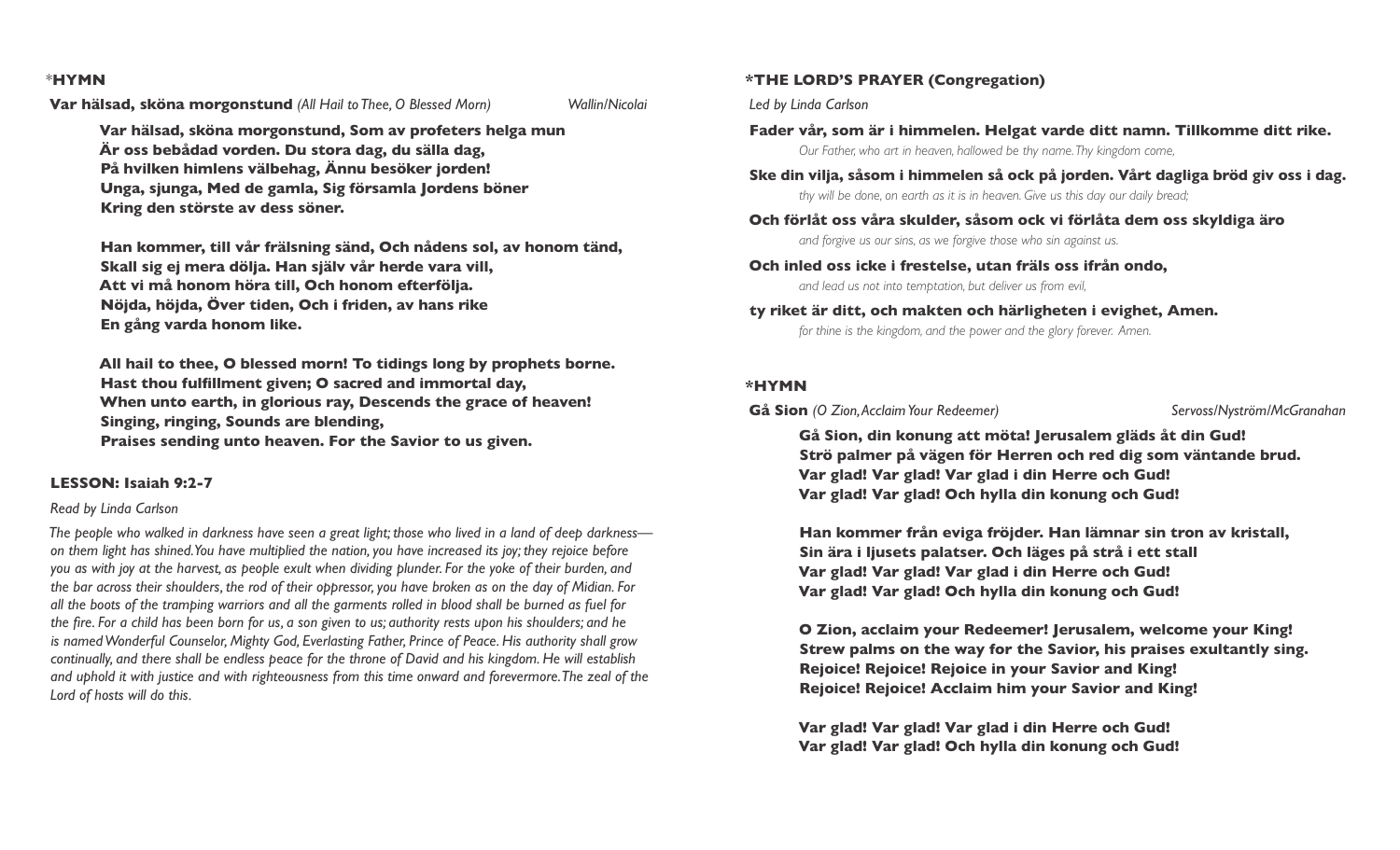## *HYMN

**Var hälsad, sköna morgonstund** *(All Hail to Thee, O Blessed Morn)* *Wallin/Nicolai*

**Var hälsad, sköna morgonstund, Som av profeters helga mun**
**Är oss bebådad vorden. Du stora dag, du sälla dag,**
**På hvilken himlens välbehag, Ännu besöker jorden!**
**Unga, sjunga, Med de gamla, Sig församla Jordens böner**
**Kring den störste av dess söner.**

**Han kommer, till vår frälsning sänd, Och nådens sol, av honom tänd,**
**Skall sig ej mera dölja. Han själv vår herde vara vill,**
**Att vi må honom höra till, Och honom efterfölja.**
**Nöjda, höjda, Över tiden, Och i friden, av hans rike**
**En gång varda honom like.**

**All hail to thee, O blessed morn! To tidings long by prophets borne.**
**Hast thou fulfillment given; O sacred and immortal day,**
**When unto earth, in glorious ray, Descends the grace of heaven!**
**Singing, ringing, Sounds are blending,**
**Praises sending unto heaven. For the Savior to us given.**

## LESSON: Isaiah 9:2-7

*Read by Linda Carlson*

*The people who walked in darkness have seen a great light; those who lived in a land of deep darkness—on them light has shined. You have multiplied the nation, you have increased its joy; they rejoice before you as with joy at the harvest, as people exult when dividing plunder. For the yoke of their burden, and the bar across their shoulders, the rod of their oppressor, you have broken as on the day of Midian. For all the boots of the tramping warriors and all the garments rolled in blood shall be burned as fuel for the fire. For a child has been born for us, a son given to us; authority rests upon his shoulders; and he is named Wonderful Counselor, Mighty God, Everlasting Father, Prince of Peace. His authority shall grow continually, and there shall be endless peace for the throne of David and his kingdom. He will establish and uphold it with justice and with righteousness from this time onward and forevermore. The zeal of the Lord of hosts will do this.*

## *THE LORD'S PRAYER (Congregation)

*Led by Linda Carlson*

**Fader vår, som är i himmelen. Helgat varde ditt namn. Tillkomme ditt rike.**
*Our Father, who art in heaven, hallowed be thy name. Thy kingdom come,*

**Ske din vilja, såsom i himmelen så ock på jorden. Vårt dagliga bröd giv oss i dag.**
*thy will be done, on earth as it is in heaven. Give us this day our daily bread;*

**Och förlåt oss våra skulder, såsom ock vi förlåta dem oss skyldiga äro**
*and forgive us our sins, as we forgive those who sin against us.*

**Och inled oss icke i frestelse, utan fräls oss ifrån ondo,**
*and lead us not into temptation, but deliver us from evil,*

**ty riket är ditt, och makten och härligheten i evighet, Amen.**
*for thine is the kingdom, and the power and the glory forever. Amen.*

## *HYMN

**Gå Sion** *(O Zion, Acclaim Your Redeemer)* *Servoss/Nyström/McGranahan*

**Gå Sion, din konung att möta! Jerusalem gläds åt din Gud!**
**Strö palmer på vägen för Herren och red dig som väntande brud.**
**Var glad! Var glad! Var glad i din Herre och Gud!**
**Var glad! Var glad! Och hylla din konung och Gud!**

**Han kommer från eviga fröjder. Han lämnar sin tron av kristall,**
**Sin ära i ljusets palatser. Och läges på strå i ett stall**
**Var glad! Var glad! Var glad i din Herre och Gud!**
**Var glad! Var glad! Och hylla din konung och Gud!**

**O Zion, acclaim your Redeemer! Jerusalem, welcome your King!**
**Strew palms on the way for the Savior, his praises exultantly sing.**
**Rejoice! Rejoice! Rejoice in your Savior and King!**
**Rejoice! Rejoice! Acclaim him your Savior and King!**

**Var glad! Var glad! Var glad i din Herre och Gud!**
**Var glad! Var glad! Och hylla din konung och Gud!**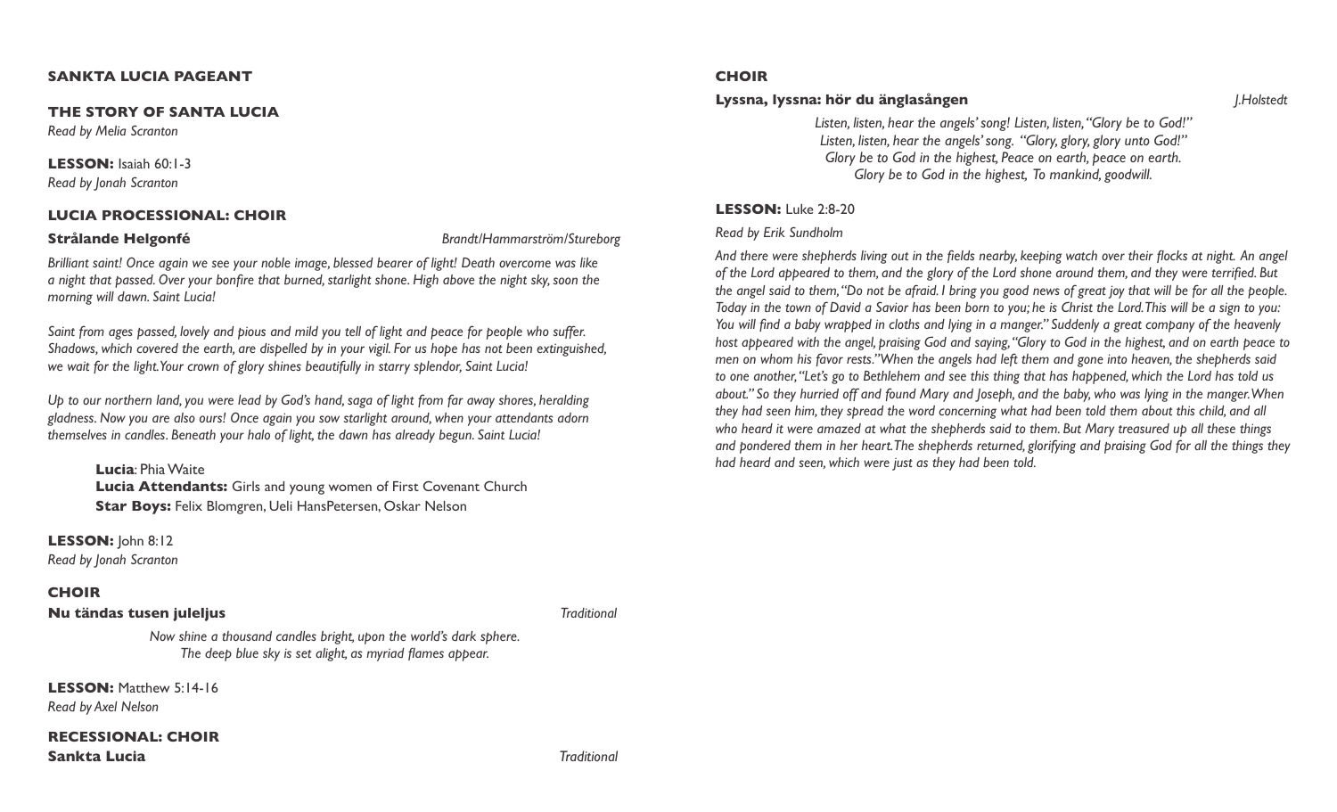## SANKTA LUCIA PAGEANT

### THE STORY OF SANTA LUCIA

*Read by Melia Scranton*

**LESSON:** Isaiah 60:1-3
*Read by Jonah Scranton*

### LUCIA PROCESSIONAL: CHOIR

**Strålande Helgonfé** *Brandt/Hammarström/Stureborg*

*Brilliant saint! Once again we see your noble image, blessed bearer of light! Death overcome was like a night that passed. Over your bonfire that burned, starlight shone. High above the night sky, soon the morning will dawn. Saint Lucia!*

*Saint from ages passed, lovely and pious and mild you tell of light and peace for people who suffer. Shadows, which covered the earth, are dispelled by in your vigil. For us hope has not been extinguished, we wait for the light. Your crown of glory shines beautifully in starry splendor, Saint Lucia!*

*Up to our northern land, you were lead by God's hand, saga of light from far away shores, heralding gladness. Now you are also ours! Once again you sow starlight around, when your attendants adorn themselves in candles. Beneath your halo of light, the dawn has already begun. Saint Lucia!*

**Lucia**: Phia Waite
**Lucia Attendants:** Girls and young women of First Covenant Church
**Star Boys:** Felix Blomgren, Ueli HansPetersen, Oskar Nelson

**LESSON:** John 8:12
*Read by Jonah Scranton*

### CHOIR

**Nu tändas tusen juleljus** *Traditional*

*Now shine a thousand candles bright, upon the world's dark sphere.*
*The deep blue sky is set alight, as myriad flames appear.*

**LESSON:** Matthew 5:14-16
*Read by Axel Nelson*

### RECESSIONAL: CHOIR

**Sankta Lucia** *Traditional*

### CHOIR

**Lyssna, lyssna: hör du änglasången** *J.Holstedt*

*Listen, listen, hear the angels' song! Listen, listen, "Glory be to God!"*
*Listen, listen, hear the angels' song. "Glory, glory, glory unto God!"*
*Glory be to God in the highest, Peace on earth, peace on earth.*
*Glory be to God in the highest, To mankind, goodwill.*

**LESSON:** Luke 2:8-20
*Read by Erik Sundholm*

*And there were shepherds living out in the fields nearby, keeping watch over their flocks at night. An angel of the Lord appeared to them, and the glory of the Lord shone around them, and they were terrified. But the angel said to them, "Do not be afraid. I bring you good news of great joy that will be for all the people. Today in the town of David a Savior has been born to you; he is Christ the Lord. This will be a sign to you: You will find a baby wrapped in cloths and lying in a manger." Suddenly a great company of the heavenly host appeared with the angel, praising God and saying, "Glory to God in the highest, and on earth peace to men on whom his favor rests." When the angels had left them and gone into heaven, the shepherds said to one another, "Let's go to Bethlehem and see this thing that has happened, which the Lord has told us about." So they hurried off and found Mary and Joseph, and the baby, who was lying in the manger. When they had seen him, they spread the word concerning what had been told them about this child, and all who heard it were amazed at what the shepherds said to them. But Mary treasured up all these things and pondered them in her heart. The shepherds returned, glorifying and praising God for all the things they had heard and seen, which were just as they had been told.*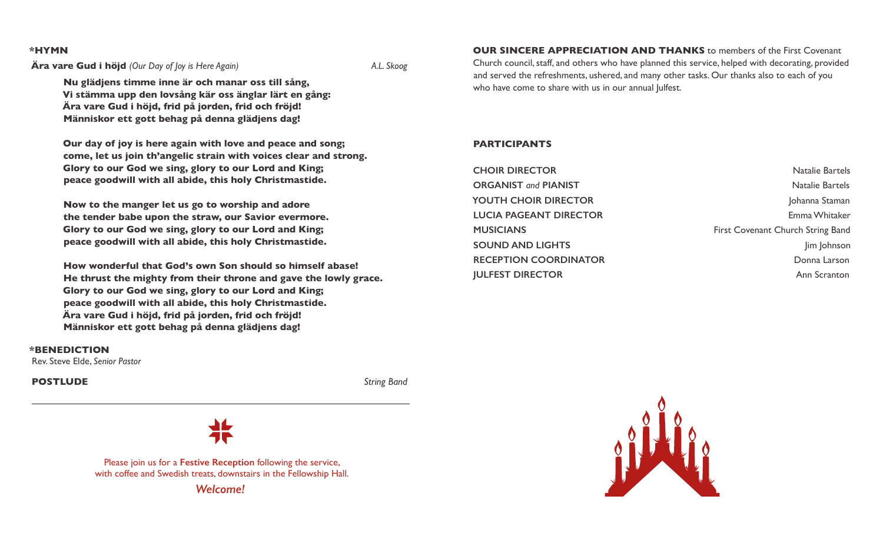**\*HYMN**

**Ära vare Gud i höjd** *(Our Day of Joy is Here Again)* *A.L. Skoog*

**Nu glädjens timme inne är och manar oss till sång,**
**Vi stämma upp den lovsång kär oss änglar lärt en gång:**
**Ära vare Gud i höjd, frid på jorden, frid och fröjd!**
**Människor ett gott behag på denna glädjens dag!**

**Our day of joy is here again with love and peace and song;**
**come, let us join th'angelic strain with voices clear and strong.**
**Glory to our God we sing, glory to our Lord and King;**
**peace goodwill with all abide, this holy Christmastide.**

**Now to the manger let us go to worship and adore**
**the tender babe upon the straw, our Savior evermore.**
**Glory to our God we sing, glory to our Lord and King;**
**peace goodwill with all abide, this holy Christmastide.**

**How wonderful that God's own Son should so himself abase!**
**He thrust the mighty from their throne and gave the lowly grace.**
**Glory to our God we sing, glory to our Lord and King;**
**peace goodwill with all abide, this holy Christmastide.**
**Ära vare Gud i höjd, frid på jorden, frid och fröjd!**
**Människor ett gott behag på denna glädjens dag!**

**\*BENEDICTION**
Rev. Steve Elde, *Senior Pastor*

**POSTLUDE** *String Band*

---

Please join us for a **Festive Reception** following the service,
with coffee and Swedish treats, downstairs in the Fellowship Hall.

*Welcome!*

**OUR SINCERE APPRECIATION AND THANKS** to members of the First Covenant Church council, staff, and others who have planned this service, helped with decorating, provided and served the refreshments, ushered, and many other tasks. Our thanks also to each of you who have come to share with us in our annual Julfest.

**PARTICIPANTS**

| | |
|---|---|
| **CHOIR DIRECTOR** | Natalie Bartels |
| **ORGANIST** *and* **PIANIST** | Natalie Bartels |
| **YOUTH CHOIR DIRECTOR** | Johanna Staman |
| **LUCIA PAGEANT DIRECTOR** | Emma Whitaker |
| **MUSICIANS** | First Covenant Church String Band |
| **SOUND AND LIGHTS** | Jim Johnson |
| **RECEPTION COORDINATOR** | Donna Larson |
| **JULFEST DIRECTOR** | Ann Scranton |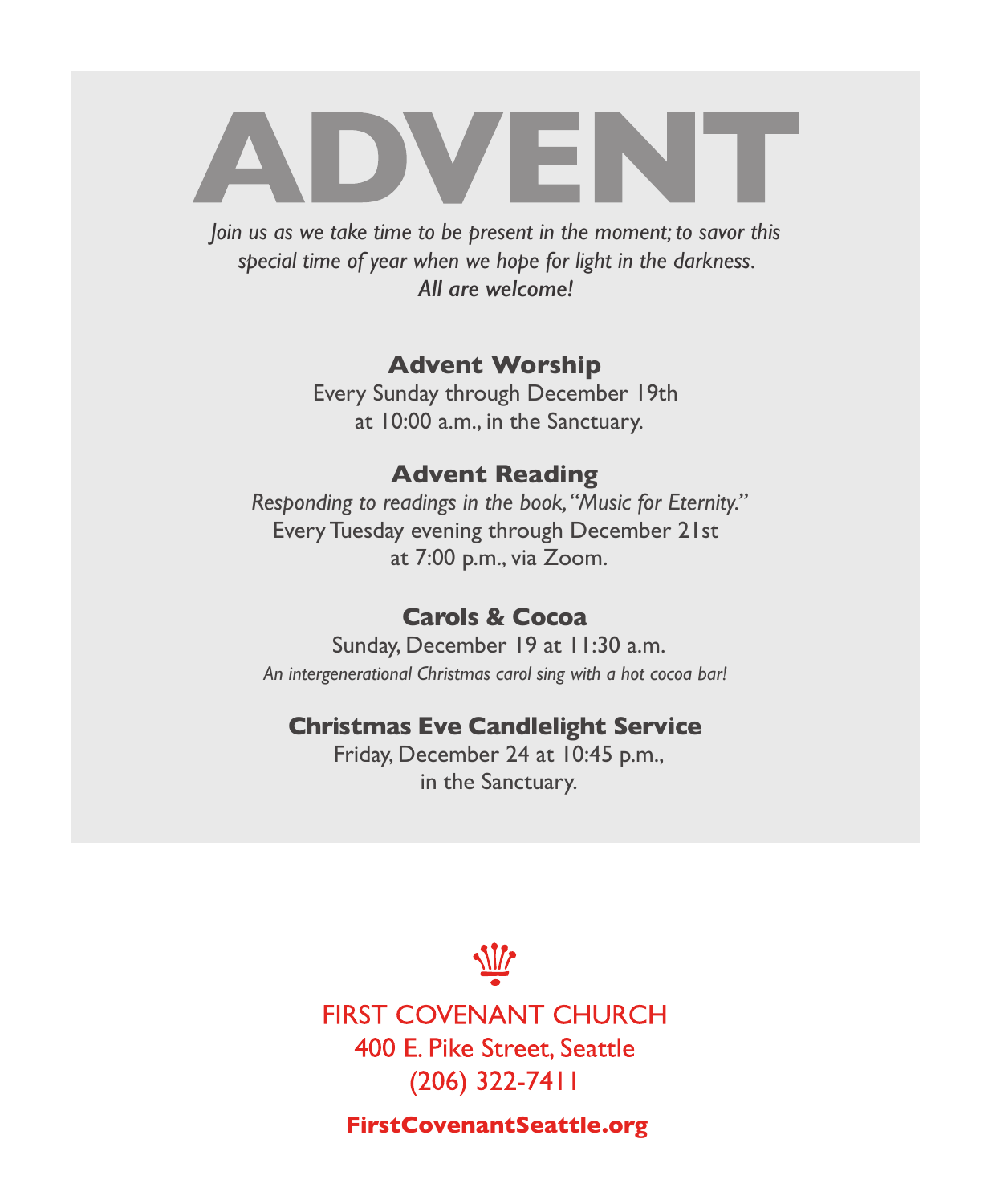# ADVENT

*Join us as we take time to be present in the moment; to savor this special time of year when we hope for light in the darkness.*
***All are welcome!***

## Advent Worship

Every Sunday through December 19th
at 10:00 a.m., in the Sanctuary.

## Advent Reading

*Responding to readings in the book, "Music for Eternity."*
Every Tuesday evening through December 21st
at 7:00 p.m., via Zoom.

## Carols & Cocoa

Sunday, December 19 at 11:30 a.m.
*An intergenerational Christmas carol sing with a hot cocoa bar!*

## Christmas Eve Candlelight Service

Friday, December 24 at 10:45 p.m.,
in the Sanctuary.

FIRST COVENANT CHURCH
400 E. Pike Street, Seattle
(206) 322-7411

**FirstCovenantSeattle.org**